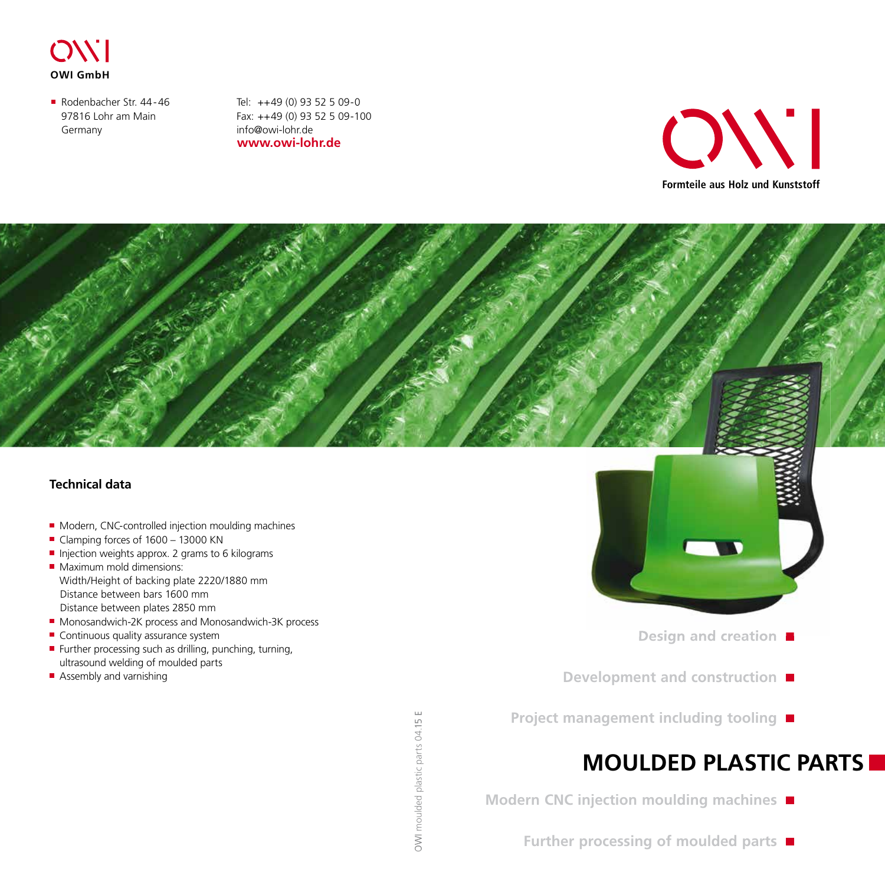OWI GmbH

- Rodenbacher Str. 44-46
  97816 Lohr am Main
  Germany

Tel: ++49 (0) 93 52 5 09-0
Fax: ++49 (0) 93 52 5 09-100
info@owi-lohr.de
**www.owi-lohr.de**

**Formteile aus Holz und Kunststoff**

## Technical data

- Modern, CNC-controlled injection moulding machines
- Clamping forces of 1600 – 13000 KN
- Injection weights approx. 2 grams to 6 kilograms
- Maximum mold dimensions:
  Width/Height of backing plate 2220/1880 mm
  Distance between bars 1600 mm
  Distance between plates 2850 mm
- Monosandwich-2K process and Monosandwich-3K process
- Continuous quality assurance system
- Further processing such as drilling, punching, turning, ultrasound welding of moulded parts
- Assembly and varnishing

OWI moulded plastic parts 04.15 E

**Design and creation**

**Development and construction**

**Project management including tooling**

# MOULDED PLASTIC PARTS

**Modern CNC injection moulding machines**

**Further processing of moulded parts**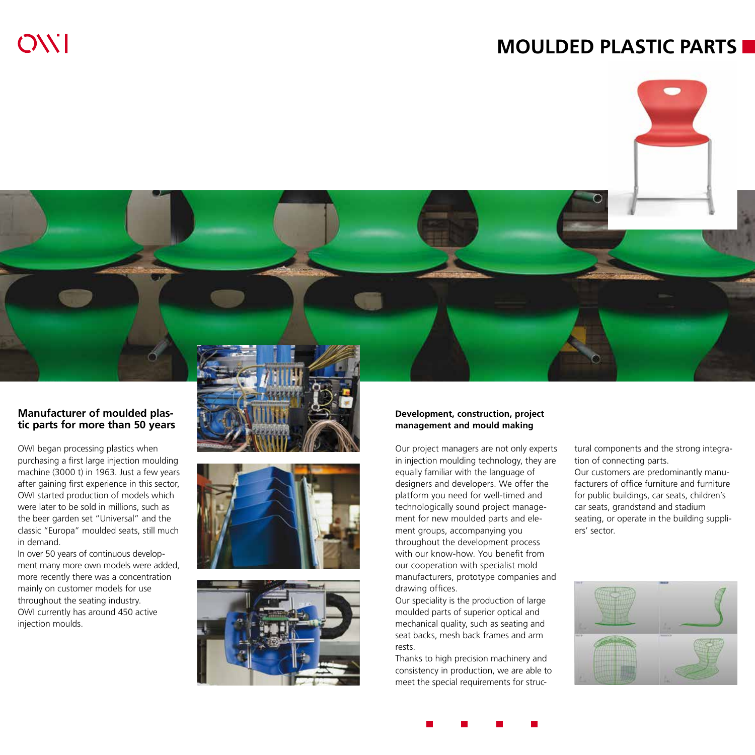# MOULDED PLASTIC PARTS

## Manufacturer of moulded plastic parts for more than 50 years

OWI began processing plastics when purchasing a first large injection moulding machine (3000 t) in 1963. Just a few years after gaining first experience in this sector, OWI started production of models which were later to be sold in millions, such as the beer garden set "Universal" and the classic "Europa" moulded seats, still much in demand.

In over 50 years of continuous development many more own models were added, more recently there was a concentration mainly on customer models for use throughout the seating industry.

OWI currently has around 450 active injection moulds.

## Development, construction, project management and mould making

Our project managers are not only experts in injection moulding technology, they are equally familiar with the language of designers and developers. We offer the platform you need for well-timed and technologically sound project management for new moulded parts and element groups, accompanying you throughout the development process with our know-how. You benefit from our cooperation with specialist mold manufacturers, prototype companies and drawing offices.

Our speciality is the production of large moulded parts of superior optical and mechanical quality, such as seating and seat backs, mesh back frames and arm rests.

Thanks to high precision machinery and consistency in production, we are able to meet the special requirements for structural components and the strong integration of connecting parts.

Our customers are predominantly manufacturers of office furniture and furniture for public buildings, car seats, children's car seats, grandstand and stadium seating, or operate in the building suppliers' sector.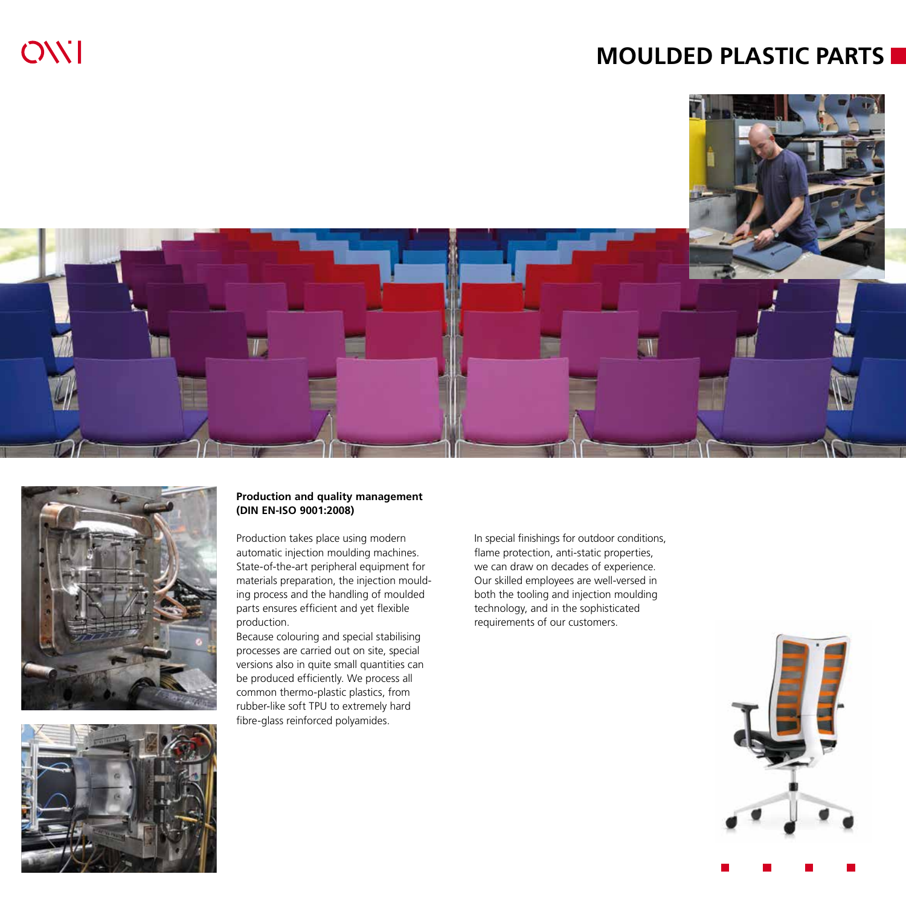# MOULDED PLASTIC PARTS

**Production and quality management (DIN EN-ISO 9001:2008)**

Production takes place using modern automatic injection moulding machines. State-of-the-art peripheral equipment for materials preparation, the injection moulding process and the handling of moulded parts ensures efficient and yet flexible production.

Because colouring and special stabilising processes are carried out on site, special versions also in quite small quantities can be produced efficiently. We process all common thermo-plastic plastics, from rubber-like soft TPU to extremely hard fibre-glass reinforced polyamides.

In special finishings for outdoor conditions, flame protection, anti-static properties, we can draw on decades of experience. Our skilled employees are well-versed in both the tooling and injection moulding technology, and in the sophisticated requirements of our customers.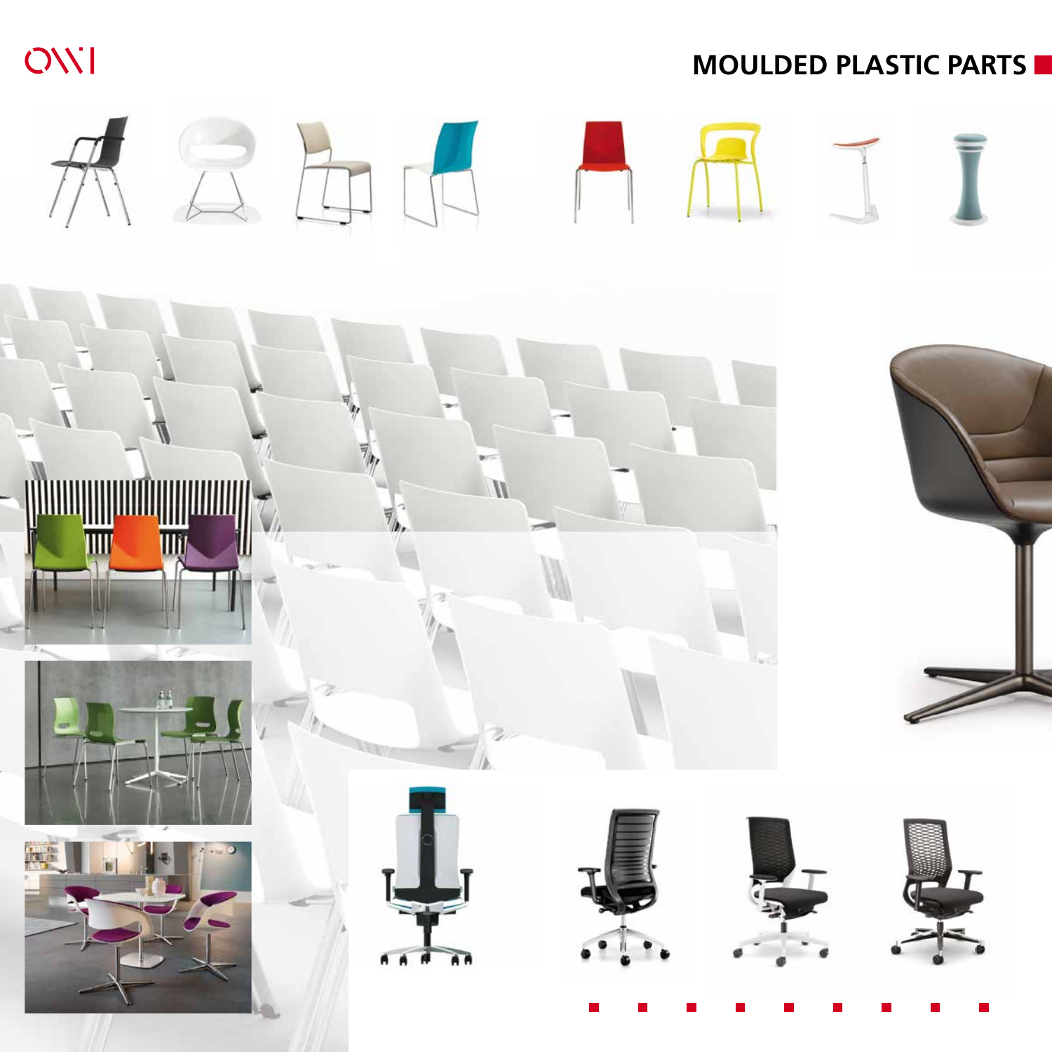# MOULDED PLASTIC PARTS